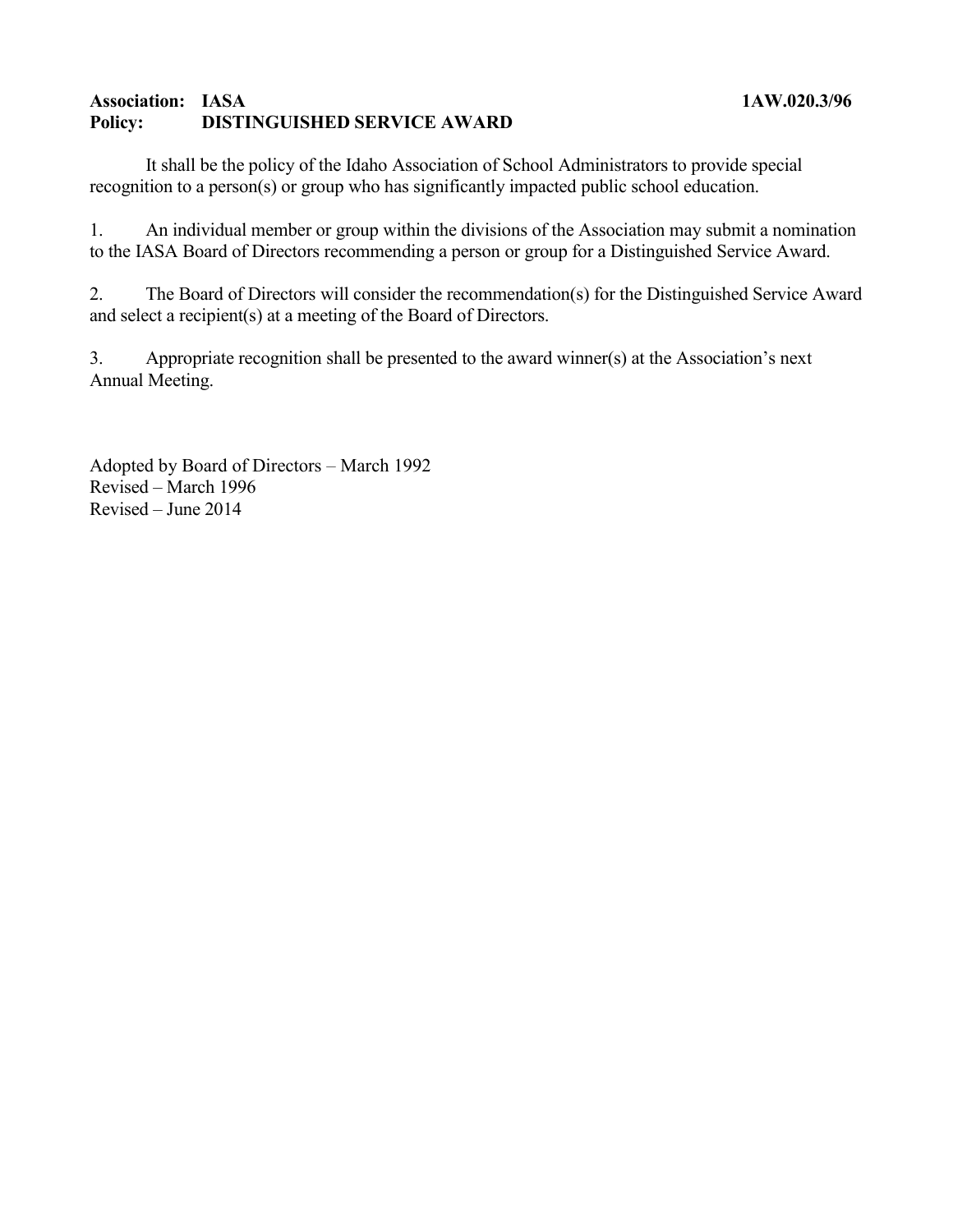**Association: IASA** **1AW.020.3/96**
**Policy: DISTINGUISHED SERVICE AWARD**

It shall be the policy of the Idaho Association of School Administrators to provide special recognition to a person(s) or group who has significantly impacted public school education.

1. An individual member or group within the divisions of the Association may submit a nomination to the IASA Board of Directors recommending a person or group for a Distinguished Service Award.

2. The Board of Directors will consider the recommendation(s) for the Distinguished Service Award and select a recipient(s) at a meeting of the Board of Directors.

3. Appropriate recognition shall be presented to the award winner(s) at the Association's next Annual Meeting.

Adopted by Board of Directors – March 1992
Revised – March 1996
Revised – June 2014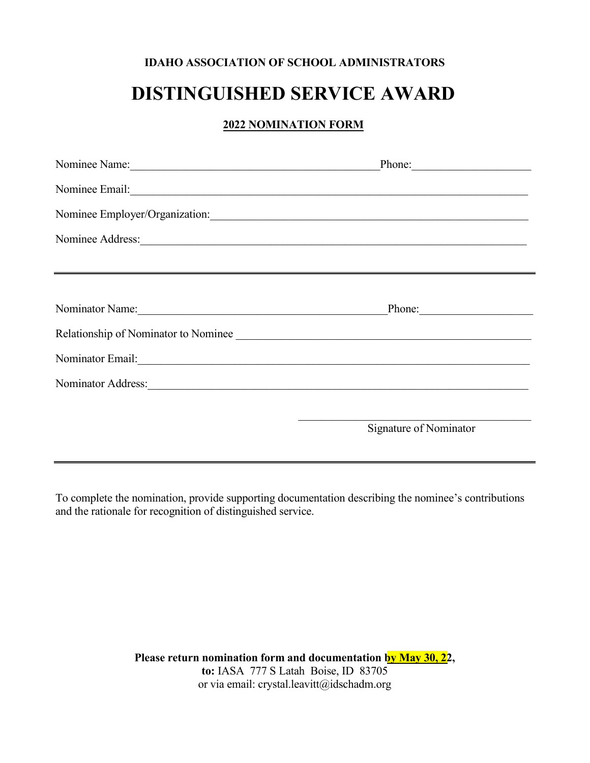**IDAHO ASSOCIATION OF SCHOOL ADMINISTRATORS**

# DISTINGUISHED SERVICE AWARD

**2022 NOMINATION FORM**

Nominee Name:_____________________________________________Phone:_____________________

Nominee Email:______________________________________________________________________

Nominee Employer/Organization:_________________________________________________________

Nominee Address:____________________________________________________________________

---

Nominator Name:_____________________________________________Phone:____________________

Relationship of Nominator to Nominee ___________________________________________________

Nominator Email:____________________________________________________________________

Nominator Address:__________________________________________________________________

_________________________________________
Signature of Nominator

---

To complete the nomination, provide supporting documentation describing the nominee's contributions and the rationale for recognition of distinguished service.

**Please return nomination form and documentation by May 30, 22,**
**to:** IASA 777 S Latah Boise, ID 83705
or via email: crystal.leavitt@idschadm.org